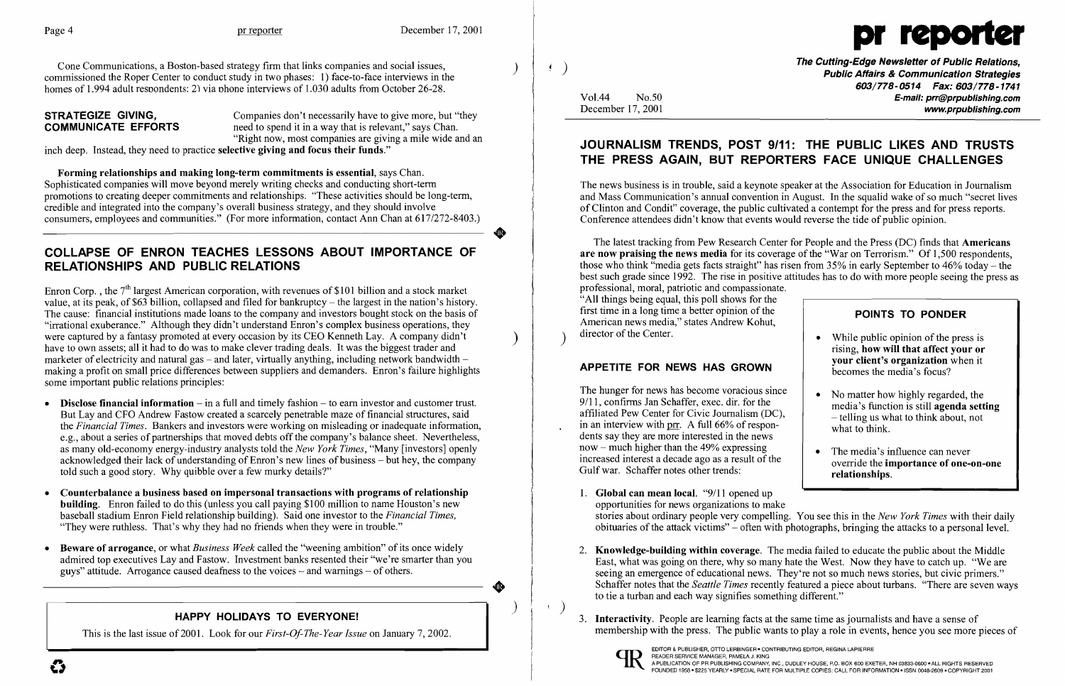Cone Communications, a Boston-based strategy firm that links companies and social issues, commissioned the Roper Center to conduct study in two phases: 1) face-to-face interviews in the homes of 1,994 adult respondents; 2) via phone interviews of 1,030 adults from October 26-28.

**STRATEGIZE GIVING, COMMUNICATE EFFORTS**

Companies don't necessarily have to give more, but "they need to spend it in a way that is relevant," says Chan. "Right now, most companies are giving a mile wide and an inch deep. Instead, they need to practice **selective giving and focus their funds**."

**Forming relationships and making long-term commitments is essential**, says Chan. Sophisticated companies will move beyond merely writing checks and conducting short-term promotions to creating deeper commitments and relationships. "These activities should be long-term, credible and integrated into the company's overall business strategy, and they should involve consumers, employees and communities." (For more information, contact Ann Chan at 617/272-8403.)

## COLLAPSE OF ENRON TEACHES LESSONS ABOUT IMPORTANCE OF RELATIONSHIPS AND PUBLIC RELATIONS

Enron Corp., the 7th largest American corporation, with revenues of $101 billion and a stock market value, at its peak, of $63 billion, collapsed and filed for bankruptcy – the largest in the nation's history. The cause: financial institutions made loans to the company and investors bought stock on the basis of "irrational exuberance." Although they didn't understand Enron's complex business operations, they were captured by a fantasy promoted at every occasion by its CEO Kenneth Lay. A company didn't have to own assets; all it had to do was to make clever trading deals. It was the biggest trader and marketer of electricity and natural gas – and later, virtually anything, including network bandwidth – making a profit on small price differences between suppliers and demanders. Enron's failure highlights some important public relations principles:

- **Disclose financial information** – in a full and timely fashion – to earn investor and customer trust. But Lay and CFO Andrew Fastow created a scarcely penetrable maze of financial structures, said the *Financial Times*. Bankers and investors were working on misleading or inadequate information, e.g., about a series of partnerships that moved debts off the company's balance sheet. Nevertheless, as many old-economy energy-industry analysts told the *New York Times*, "Many [investors] openly acknowledged their lack of understanding of Enron's new lines of business – but hey, the company told such a good story. Why quibble over a few murky details?"
- **Counterbalance a business based on impersonal transactions with programs of relationship building**. Enron failed to do this (unless you call paying $100 million to name Houston's new baseball stadium Enron Field relationship building). Said one investor to the *Financial Times*, "They were ruthless. That's why they had no friends when they were in trouble."
- **Beware of arrogance**, or what *Business Week* called the "weening ambition" of its once widely admired top executives Lay and Fastow. Investment banks resented their "we're smarter than you guys" attitude. Arrogance caused deafness to the voices – and warnings – of others.

**HAPPY HOLIDAYS TO EVERYONE!**

This is the last issue of 2001. Look for our *First-Of-The-Year Issue* on January 7, 2002.

# pr reporter

**The Cutting-Edge Newsletter of Public Relations, Public Affairs & Communication Strategies**
603/778-0514 Fax: 603/778-1741
E-mail: prr@prpublishing.com
www.prpublishing.com

Vol.44 No.50
December 17, 2001

## JOURNALISM TRENDS, POST 9/11: THE PUBLIC LIKES AND TRUSTS THE PRESS AGAIN, BUT REPORTERS FACE UNIQUE CHALLENGES

The news business is in trouble, said a keynote speaker at the Association for Education in Journalism and Mass Communication's annual convention in August. In the squalid wake of so much "secret lives of Clinton and Condit" coverage, the public cultivated a contempt for the press and for press reports. Conference attendees didn't know that events would reverse the tide of public opinion.

The latest tracking from Pew Research Center for People and the Press (DC) finds that **Americans are now praising the news media** for its coverage of the "War on Terrorism." Of 1,500 respondents, those who think "media gets facts straight" has risen from 35% in early September to 46% today – the best such grade since 1992. The rise in positive attitudes has to do with more people seeing the press as professional, moral, patriotic and compassionate. "All things being equal, this poll shows for the first time in a long time a better opinion of the American news media," states Andrew Kohut, director of the Center.

**POINTS TO PONDER**

- While public opinion of the press is rising, **how will that affect your or your client's organization** when it becomes the media's focus?
- No matter how highly regarded, the media's function is still **agenda setting** – telling us what to think about, not what to think.
- The media's influence can never override the **importance of one-on-one relationships**.

### APPETITE FOR NEWS HAS GROWN

The hunger for news has become voracious since 9/11, confirms Jan Schaffer, exec. dir. for the affiliated Pew Center for Civic Journalism (DC), in an interview with prr. A full 66% of respondents say they are more interested in the news now – much higher than the 49% expressing increased interest a decade ago as a result of the Gulf war. Schaffer notes other trends:

1. **Global can mean local**. "9/11 opened up opportunities for news organizations to make stories about ordinary people very compelling. You see this in the *New York Times* with their daily obituaries of the attack victims" – often with photographs, bringing the attacks to a personal level.
2. **Knowledge-building within coverage**. The media failed to educate the public about the Middle East, what was going on there, why so many hate the West. Now they have to catch up. "We are seeing an emergence of educational news. They're not so much news stories, but civic primers." Schaffer notes that the *Seattle Times* recently featured a piece about turbans. "There are seven ways to tie a turban and each way signifies something different."
3. **Interactivity**. People are learning facts at the same time as journalists and have a sense of membership with the press. The public wants to play a role in events, hence you see more pieces of

EDITOR & PUBLISHER, OTTO LERBINGER • CONTRIBUTING EDITOR, REGINA LAPIERRE
READER SERVICE MANAGER, PAMELA J. KING
A PUBLICATION OF PR PUBLISHING COMPANY, INC., DUDLEY HOUSE, P.O. BOX 600 EXETER, NH 03833-0600 • ALL RIGHTS RESERVED
FOUNDED 1958 • $225 YEARLY • SPECIAL RATE FOR MULTIPLE COPIES: CALL FOR INFORMATION • ISSN 0048-2609 • COPYRIGHT 2001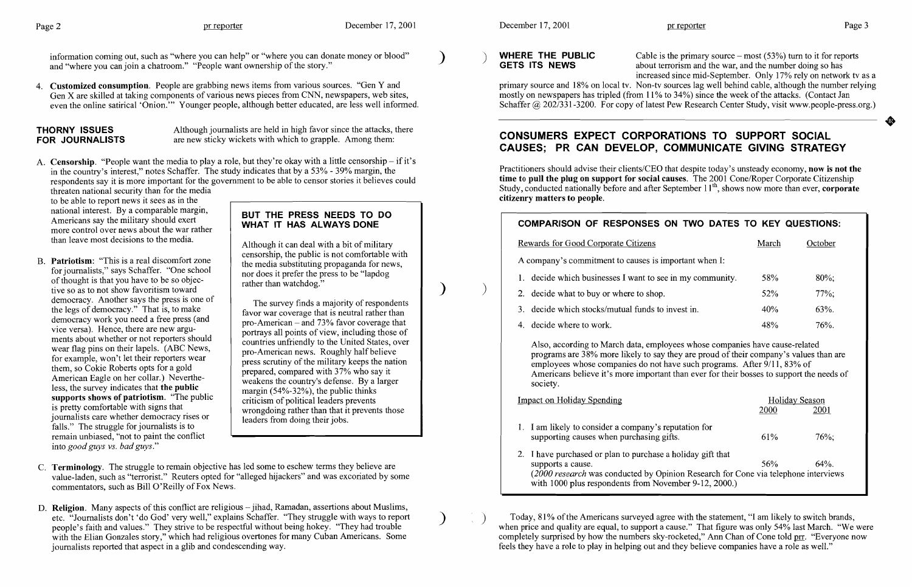information coming out, such as "where you can help" or "where you can donate money or blood" and "where you can join a chatroom." "People want ownership of the story."

4. **Customized consumption**. People are grabbing news items from various sources. "Gen Y and Gen X are skilled at taking components of various news pieces from CNN, newspapers, web sites, even the online satirical 'Onion.'" Younger people, although better educated, are less well informed.

**THORNY ISSUES FOR JOURNALISTS** Although journalists are held in high favor since the attacks, there are new sticky wickets with which to grapple. Among them:

A. **Censorship**. "People want the media to play a role, but they're okay with a little censorship – if it's in the country's interest," notes Schaffer. The study indicates that by a 53% - 39% margin, the respondents say it is more important for the government to be able to censor stories it believes could threaten national security than for the media to be able to report news it sees as in the national interest. By a comparable margin, Americans say the military should exert more control over news about the war rather than leave most decisions to the media.

B. **Patriotism**: "This is a real discomfort zone for journalists," says Schaffer. "One school of thought is that you have to be so objective so as to not show favoritism toward democracy. Another says the press is one of the legs of democracy." That is, to make democracy work you need a free press (and vice versa). Hence, there are new arguments about whether or not reporters should wear flag pins on their lapels. (ABC News, for example, won't let their reporters wear them, so Cokie Roberts opts for a gold American Eagle on her collar.) Nevertheless, the survey indicates that **the public supports shows of patriotism**. "The public is pretty comfortable with signs that journalists care whether democracy rises or falls." The struggle for journalists is to remain unbiased, "not to paint the conflict into *good guys vs. bad guys*."

> **BUT THE PRESS NEEDS TO DO WHAT IT HAS ALWAYS DONE**
>
> Although it can deal with a bit of military censorship, the public is not comfortable with the media substituting propaganda for news, nor does it prefer the press to be "lapdog rather than watchdog."
>
> The survey finds a majority of respondents favor war coverage that is neutral rather than pro-American – and 73% favor coverage that portrays all points of view, including those of countries unfriendly to the United States, over pro-American news. Roughly half believe press scrutiny of the military keeps the nation prepared, compared with 37% who say it weakens the country's defense. By a larger margin (54%-32%), the public thinks criticism of political leaders prevents wrongdoing rather than that it prevents those leaders from doing their jobs.

C. **Terminology**. The struggle to remain objective has led some to eschew terms they believe are value-laden, such as "terrorist." Reuters opted for "alleged hijackers" and was excoriated by some commentators, such as Bill O'Reilly of Fox News.

D. **Religion**. Many aspects of this conflict are religious – jihad, Ramadan, assertions about Muslims, etc. "Journalists don't 'do God' very well," explains Schaffer. "They struggle with ways to report people's faith and values." They strive to be respectful without being hokey. "They had trouble with the Elian Gonzales story," which had religious overtones for many Cuban Americans. Some journalists reported that aspect in a glib and condescending way.

**WHERE THE PUBLIC GETS ITS NEWS** Cable is the primary source – most (53%) turn to it for reports about terrorism and the war, and the number doing so has increased since mid-September. Only 17% rely on network tv as a primary source and 18% on local tv. Non-tv sources lag well behind cable, although the number relying mostly on newspapers has tripled (from 11% to 34%) since the week of the attacks. (Contact Jan Schaffer @ 202/331-3200. For copy of latest Pew Research Center Study, visit www.people-press.org.)

## CONSUMERS EXPECT CORPORATIONS TO SUPPORT SOCIAL CAUSES; PR CAN DEVELOP, COMMUNICATE GIVING STRATEGY

Practitioners should advise their clients/CEO that despite today's unsteady economy, **now is not the time to pull the plug on support for social causes**. The 2001 Cone/Roper Corporate Citizenship Study, conducted nationally before and after September 11th, shows now more than ever, **corporate citizenry matters to people.**

**COMPARISON OF RESPONSES ON TWO DATES TO KEY QUESTIONS:**

| Rewards for Good Corporate Citizens | March | October |
|---|---|---|
| A company's commitment to causes is important when I: | | |
| 1. decide which businesses I want to see in my community. | 58% | 80%; |
| 2. decide what to buy or where to shop. | 52% | 77%; |
| 3. decide which stocks/mutual funds to invest in. | 40% | 63%. |
| 4. decide where to work. | 48% | 76%. |

Also, according to March data, employees whose companies have cause-related programs are 38% more likely to say they are proud of their company's values than are employees whose companies do not have such programs. After 9/11, 83% of Americans believe it's more important than ever for their bosses to support the needs of society.

| Impact on Holiday Spending | Holiday Season 2000 | Holiday Season 2001 |
|---|---|---|
| 1. I am likely to consider a company's reputation for supporting causes when purchasing gifts. | 61% | 76%; |
| 2. I have purchased or plan to purchase a holiday gift that supports a cause. | 56% | 64%. |

(*2000 research* was conducted by Opinion Research for Cone via telephone interviews with 1000 plus respondents from November 9-12, 2000.)

Today, 81% of the Americans surveyed agree with the statement, "I am likely to switch brands, when price and quality are equal, to support a cause." That figure was only 54% last March. "We were completely surprised by how the numbers sky-rocketed," Ann Chan of Cone told prr. "Everyone now feels they have a role to play in helping out and they believe companies have a role as well."